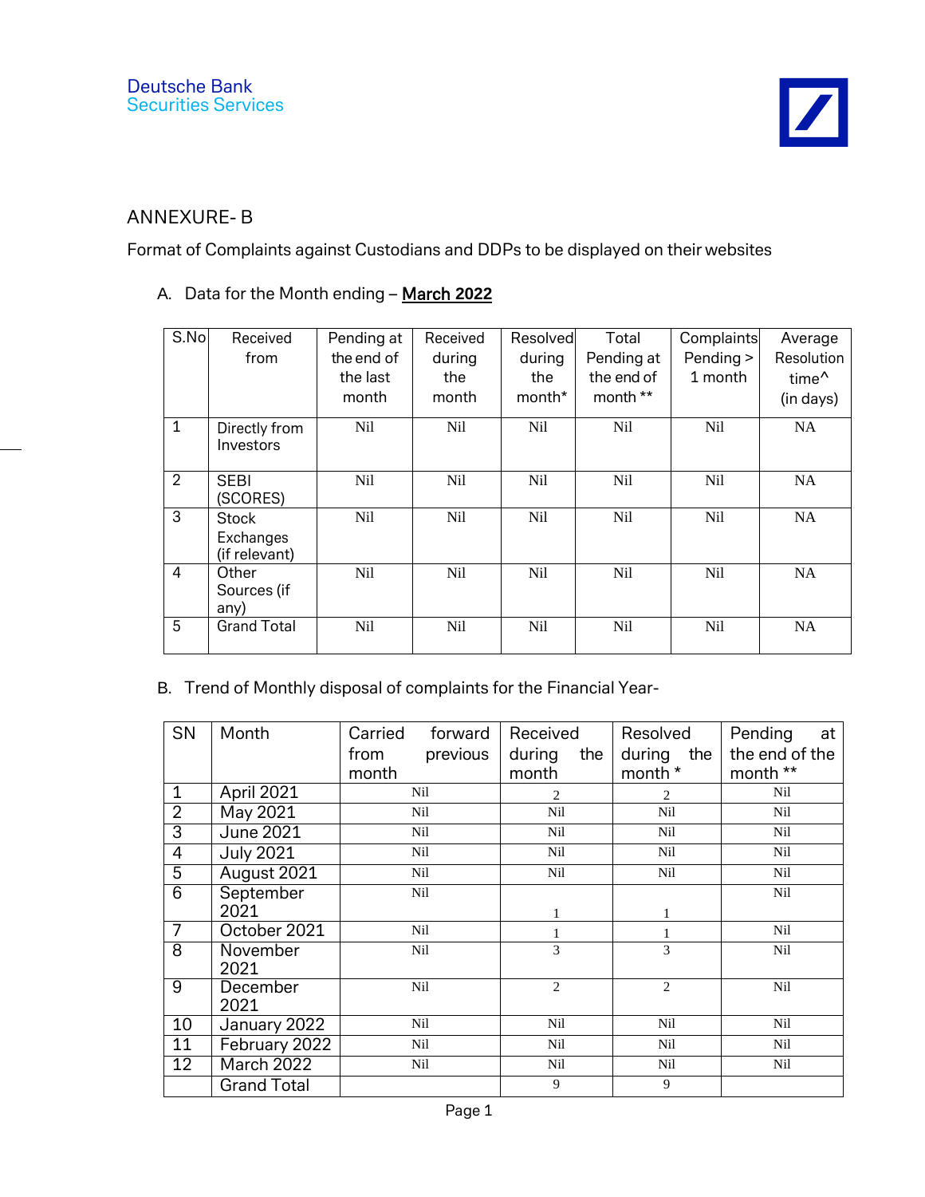Deutsche Bank
Securities Services

ANNEXURE- B

Format of Complaints against Custodians and DDPs to be displayed on their websites

A. Data for the Month ending – **March 2022**

| S.No | Received from | Pending at the end of the last month | Received during the month | Resolved during the month* | Total Pending at the end of month ** | Complaints Pending > 1 month | Average Resolution time^ (in days) |
|---|---|---|---|---|---|---|---|
| 1 | Directly from Investors | Nil | Nil | Nil | Nil | Nil | NA |
| 2 | SEBI (SCORES) | Nil | Nil | Nil | Nil | Nil | NA |
| 3 | Stock Exchanges (if relevant) | Nil | Nil | Nil | Nil | Nil | NA |
| 4 | Other Sources (if any) | Nil | Nil | Nil | Nil | Nil | NA |
| 5 | Grand Total | Nil | Nil | Nil | Nil | Nil | NA |

B. Trend of Monthly disposal of complaints for the Financial Year-

| SN | Month | Carried forward from previous month | Received during the month | Resolved during the month * | Pending at the end of the month ** |
|---|---|---|---|---|---|
| 1 | April 2021 | Nil | 2 | 2 | Nil |
| 2 | May 2021 | Nil | Nil | Nil | Nil |
| 3 | June 2021 | Nil | Nil | Nil | Nil |
| 4 | July 2021 | Nil | Nil | Nil | Nil |
| 5 | August 2021 | Nil | Nil | Nil | Nil |
| 6 | September 2021 | Nil | 1 | 1 | Nil |
| 7 | October 2021 | Nil | 1 | 1 | Nil |
| 8 | November 2021 | Nil | 3 | 3 | Nil |
| 9 | December 2021 | Nil | 2 | 2 | Nil |
| 10 | January 2022 | Nil | Nil | Nil | Nil |
| 11 | February 2022 | Nil | Nil | Nil | Nil |
| 12 | March 2022 | Nil | Nil | Nil | Nil |
| | Grand Total | | 9 | 9 | |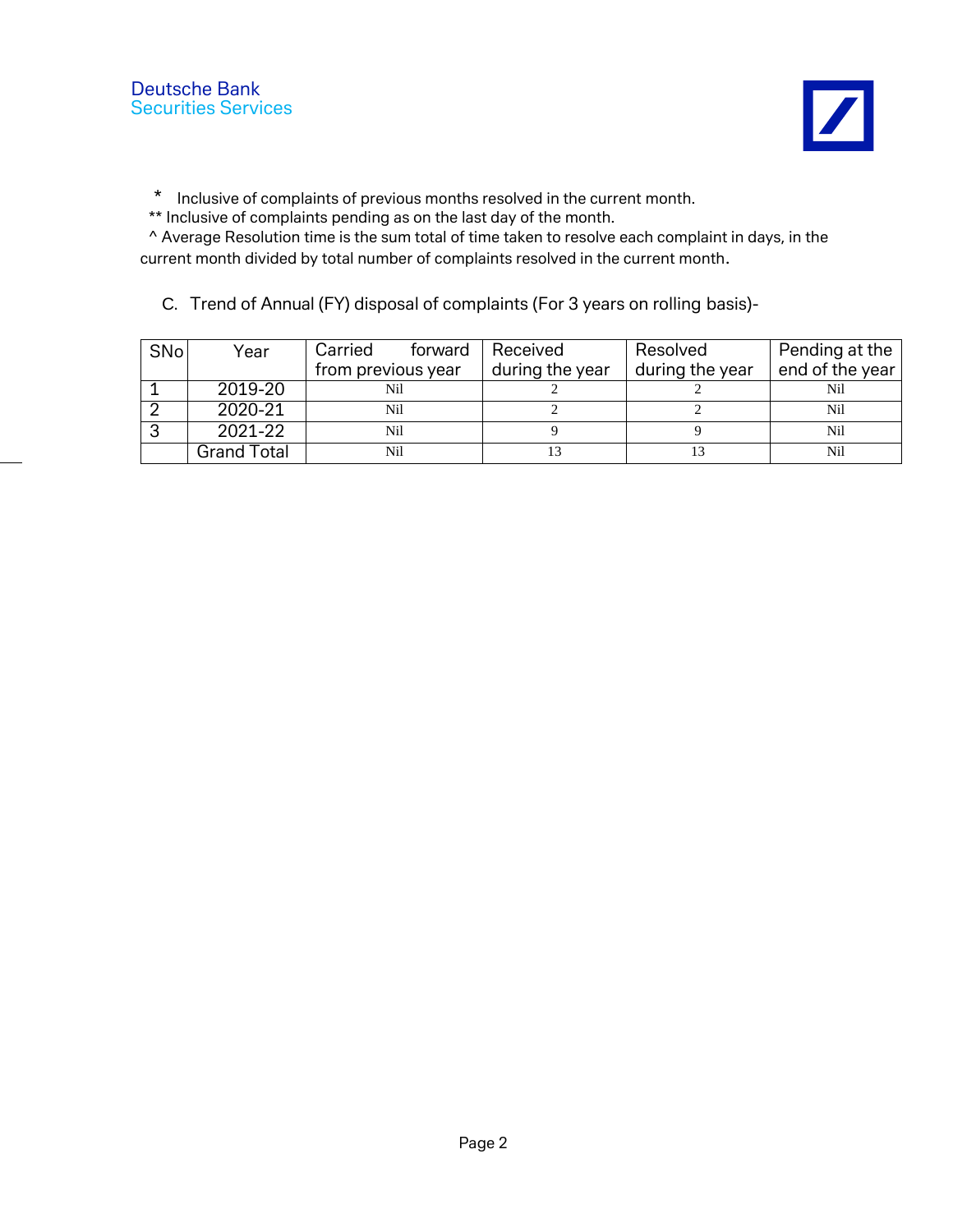\* Inclusive of complaints of previous months resolved in the current month.

\*\* Inclusive of complaints pending as on the last day of the month.

^ Average Resolution time is the sum total of time taken to resolve each complaint in days, in the current month divided by total number of complaints resolved in the current month.

C. Trend of Annual (FY) disposal of complaints (For 3 years on rolling basis)-

| SNo | Year | Carried forward from previous year | Received during the year | Resolved during the year | Pending at the end of the year |
|---|---|---|---|---|---|
| 1 | 2019-20 | Nil | 2 | 2 | Nil |
| 2 | 2020-21 | Nil | 2 | 2 | Nil |
| 3 | 2021-22 | Nil | 9 | 9 | Nil |
| | Grand Total | Nil | 13 | 13 | Nil |